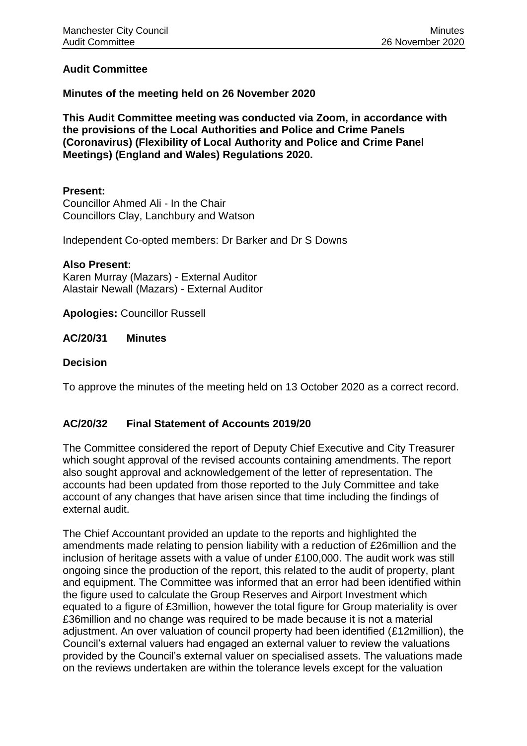## Audit Committee

**Minutes of the meeting held on 26 November 2020**

**This Audit Committee meeting was conducted via Zoom, in accordance with the provisions of the Local Authorities and Police and Crime Panels (Coronavirus) (Flexibility of Local Authority and Police and Crime Panel Meetings) (England and Wales) Regulations 2020.**

**Present:**
Councillor Ahmed Ali - In the Chair
Councillors Clay, Lanchbury and Watson

Independent Co-opted members: Dr Barker and Dr S Downs

**Also Present:**
Karen Murray (Mazars) - External Auditor
Alastair Newall (Mazars) - External Auditor

**Apologies:** Councillor Russell

### AC/20/31 Minutes

**Decision**

To approve the minutes of the meeting held on 13 October 2020 as a correct record.

### AC/20/32 Final Statement of Accounts 2019/20

The Committee considered the report of Deputy Chief Executive and City Treasurer which sought approval of the revised accounts containing amendments. The report also sought approval and acknowledgement of the letter of representation. The accounts had been updated from those reported to the July Committee and take account of any changes that have arisen since that time including the findings of external audit.

The Chief Accountant provided an update to the reports and highlighted the amendments made relating to pension liability with a reduction of £26million and the inclusion of heritage assets with a value of under £100,000. The audit work was still ongoing since the production of the report, this related to the audit of property, plant and equipment. The Committee was informed that an error had been identified within the figure used to calculate the Group Reserves and Airport Investment which equated to a figure of £3million, however the total figure for Group materiality is over £36million and no change was required to be made because it is not a material adjustment. An over valuation of council property had been identified (£12million), the Council's external valuers had engaged an external valuer to review the valuations provided by the Council's external valuer on specialised assets. The valuations made on the reviews undertaken are within the tolerance levels except for the valuation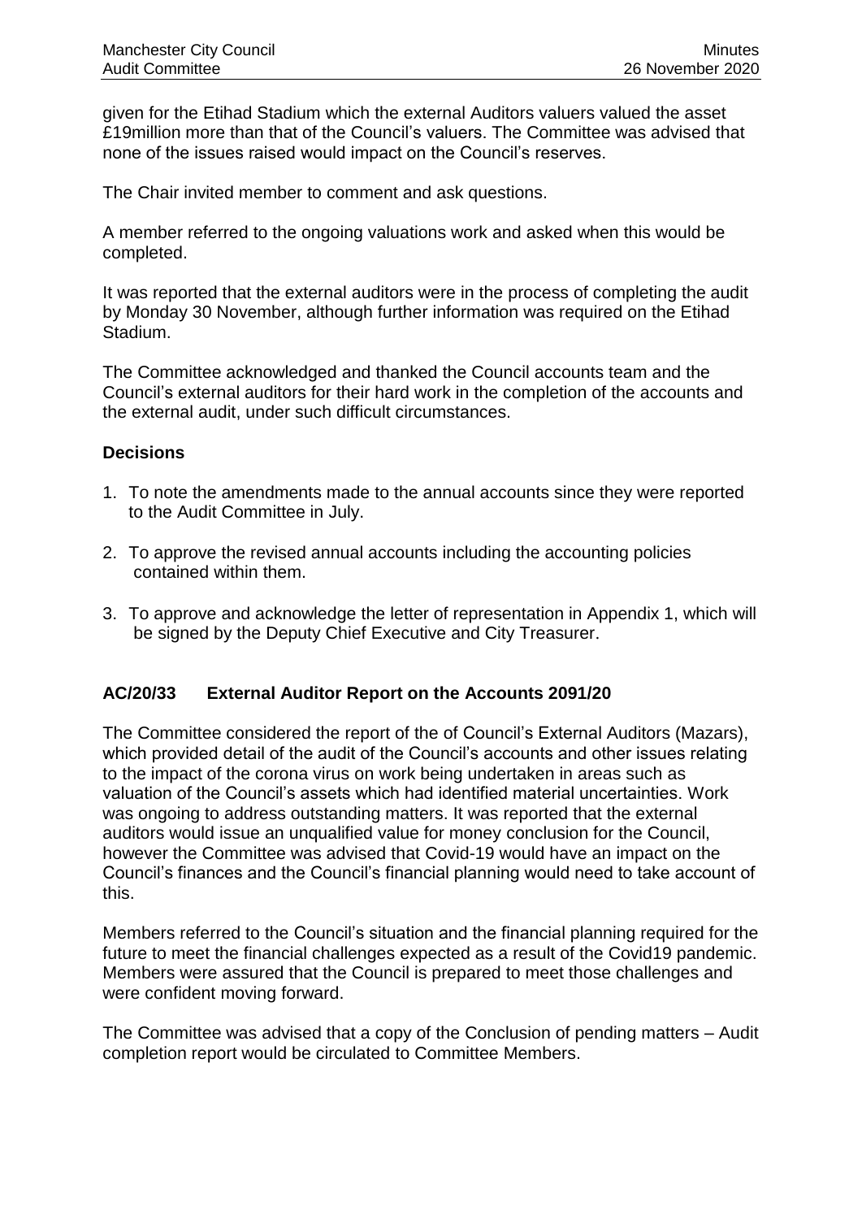given for the Etihad Stadium which the external Auditors valuers valued the asset £19million more than that of the Council's valuers. The Committee was advised that none of the issues raised would impact on the Council's reserves.

The Chair invited member to comment and ask questions.

A member referred to the ongoing valuations work and asked when this would be completed.

It was reported that the external auditors were in the process of completing the audit by Monday 30 November, although further information was required on the Etihad Stadium.

The Committee acknowledged and thanked the Council accounts team and the Council's external auditors for their hard work in the completion of the accounts and the external audit, under such difficult circumstances.

**Decisions**

1. To note the amendments made to the annual accounts since they were reported to the Audit Committee in July.
2. To approve the revised annual accounts including the accounting policies contained within them.
3. To approve and acknowledge the letter of representation in Appendix 1, which will be signed by the Deputy Chief Executive and City Treasurer.

## AC/20/33 External Auditor Report on the Accounts 2091/20

The Committee considered the report of the of Council's External Auditors (Mazars), which provided detail of the audit of the Council's accounts and other issues relating to the impact of the corona virus on work being undertaken in areas such as valuation of the Council's assets which had identified material uncertainties. Work was ongoing to address outstanding matters. It was reported that the external auditors would issue an unqualified value for money conclusion for the Council, however the Committee was advised that Covid-19 would have an impact on the Council's finances and the Council's financial planning would need to take account of this.

Members referred to the Council's situation and the financial planning required for the future to meet the financial challenges expected as a result of the Covid19 pandemic. Members were assured that the Council is prepared to meet those challenges and were confident moving forward.

The Committee was advised that a copy of the Conclusion of pending matters – Audit completion report would be circulated to Committee Members.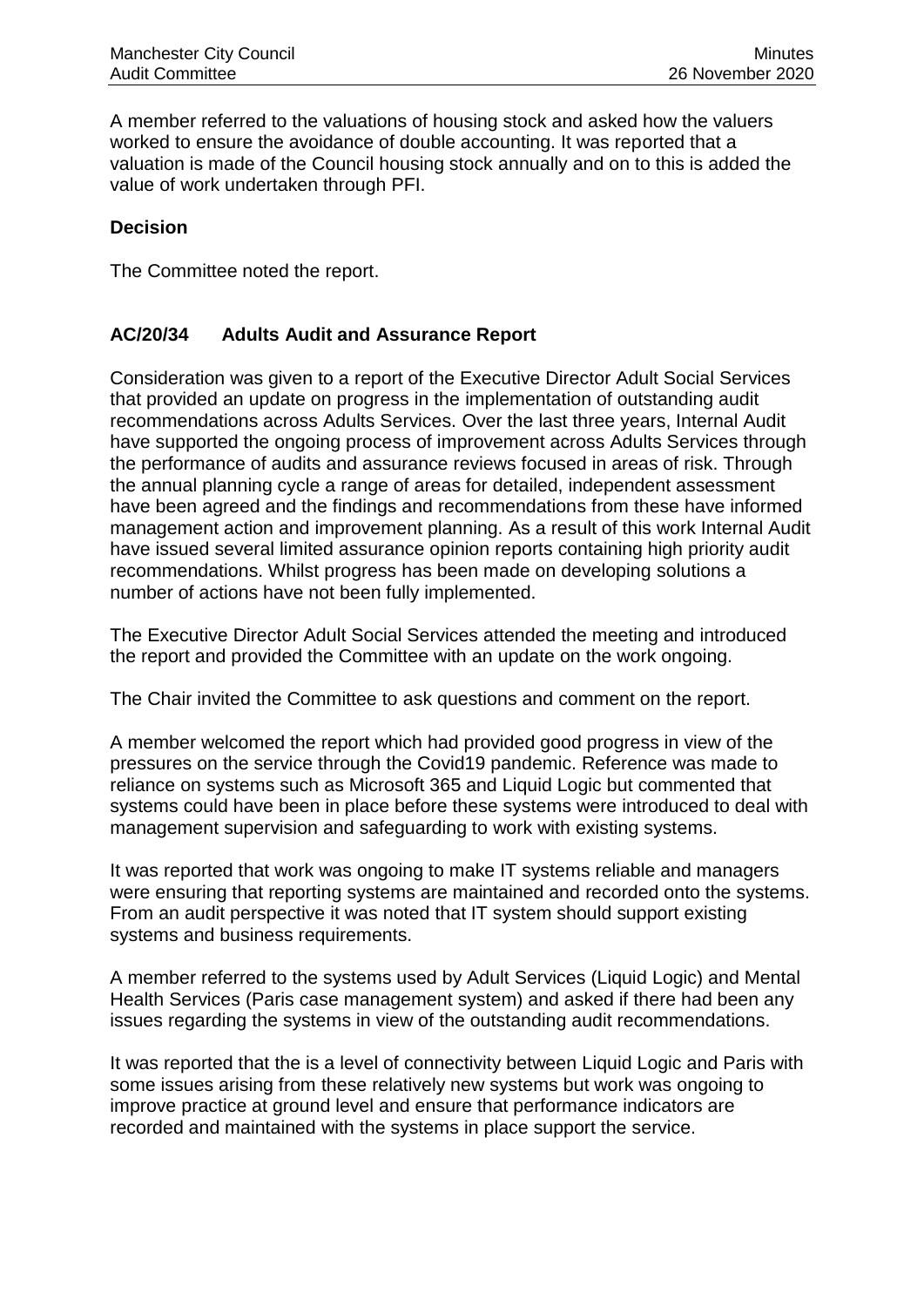A member referred to the valuations of housing stock and asked how the valuers worked to ensure the avoidance of double accounting. It was reported that a valuation is made of the Council housing stock annually and on to this is added the value of work undertaken through PFI.

**Decision**

The Committee noted the report.

### AC/20/34 Adults Audit and Assurance Report

Consideration was given to a report of the Executive Director Adult Social Services that provided an update on progress in the implementation of outstanding audit recommendations across Adults Services. Over the last three years, Internal Audit have supported the ongoing process of improvement across Adults Services through the performance of audits and assurance reviews focused in areas of risk. Through the annual planning cycle a range of areas for detailed, independent assessment have been agreed and the findings and recommendations from these have informed management action and improvement planning. As a result of this work Internal Audit have issued several limited assurance opinion reports containing high priority audit recommendations. Whilst progress has been made on developing solutions a number of actions have not been fully implemented.

The Executive Director Adult Social Services attended the meeting and introduced the report and provided the Committee with an update on the work ongoing.

The Chair invited the Committee to ask questions and comment on the report.

A member welcomed the report which had provided good progress in view of the pressures on the service through the Covid19 pandemic. Reference was made to reliance on systems such as Microsoft 365 and Liquid Logic but commented that systems could have been in place before these systems were introduced to deal with management supervision and safeguarding to work with existing systems.

It was reported that work was ongoing to make IT systems reliable and managers were ensuring that reporting systems are maintained and recorded onto the systems. From an audit perspective it was noted that IT system should support existing systems and business requirements.

A member referred to the systems used by Adult Services (Liquid Logic) and Mental Health Services (Paris case management system) and asked if there had been any issues regarding the systems in view of the outstanding audit recommendations.

It was reported that the is a level of connectivity between Liquid Logic and Paris with some issues arising from these relatively new systems but work was ongoing to improve practice at ground level and ensure that performance indicators are recorded and maintained with the systems in place support the service.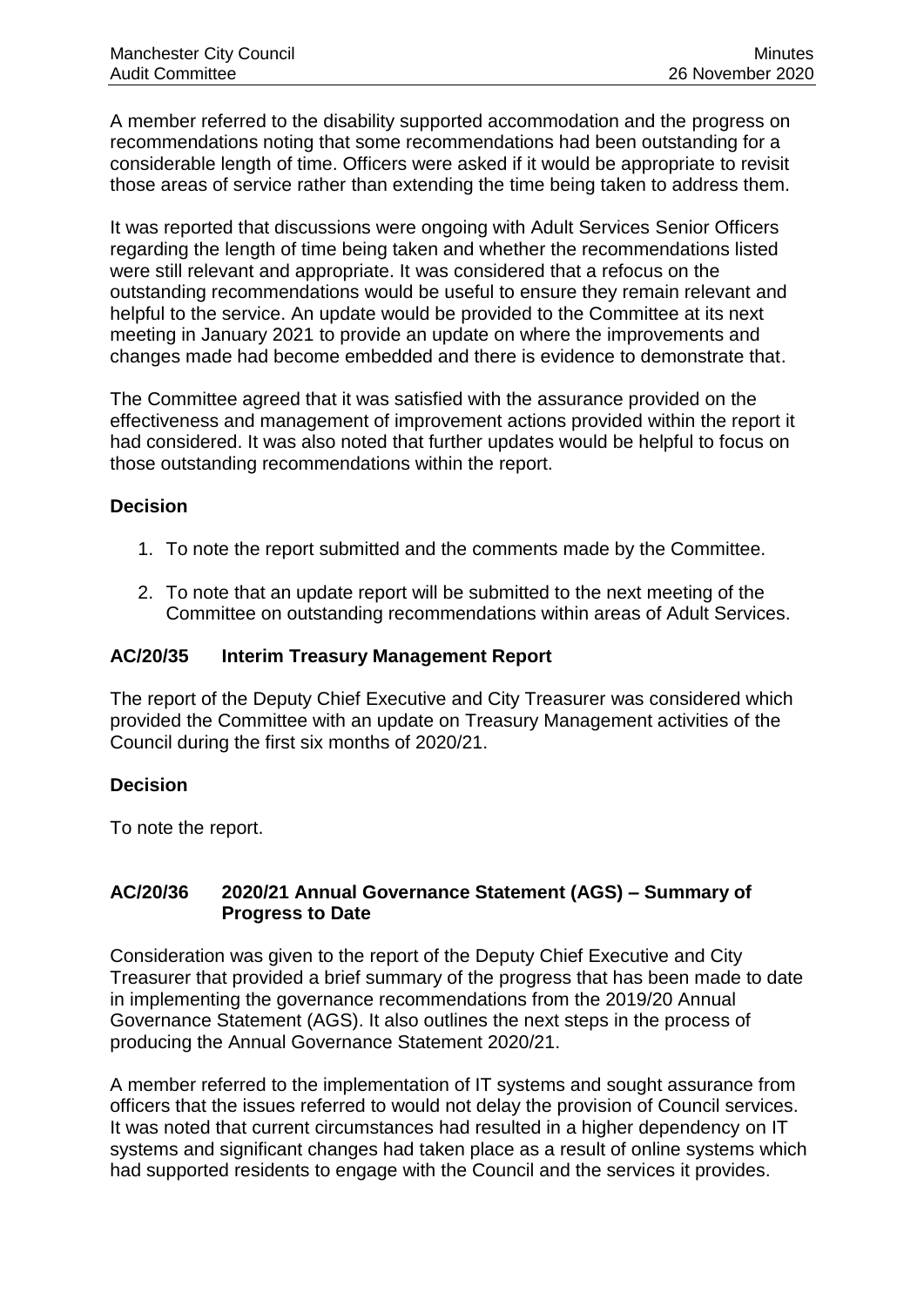A member referred to the disability supported accommodation and the progress on recommendations noting that some recommendations had been outstanding for a considerable length of time. Officers were asked if it would be appropriate to revisit those areas of service rather than extending the time being taken to address them.

It was reported that discussions were ongoing with Adult Services Senior Officers regarding the length of time being taken and whether the recommendations listed were still relevant and appropriate. It was considered that a refocus on the outstanding recommendations would be useful to ensure they remain relevant and helpful to the service. An update would be provided to the Committee at its next meeting in January 2021 to provide an update on where the improvements and changes made had become embedded and there is evidence to demonstrate that.

The Committee agreed that it was satisfied with the assurance provided on the effectiveness and management of improvement actions provided within the report it had considered. It was also noted that further updates would be helpful to focus on those outstanding recommendations within the report.

**Decision**

1. To note the report submitted and the comments made by the Committee.
2. To note that an update report will be submitted to the next meeting of the Committee on outstanding recommendations within areas of Adult Services.

### AC/20/35 Interim Treasury Management Report

The report of the Deputy Chief Executive and City Treasurer was considered which provided the Committee with an update on Treasury Management activities of the Council during the first six months of 2020/21.

**Decision**

To note the report.

### AC/20/36 2020/21 Annual Governance Statement (AGS) – Summary of Progress to Date

Consideration was given to the report of the Deputy Chief Executive and City Treasurer that provided a brief summary of the progress that has been made to date in implementing the governance recommendations from the 2019/20 Annual Governance Statement (AGS). It also outlines the next steps in the process of producing the Annual Governance Statement 2020/21.

A member referred to the implementation of IT systems and sought assurance from officers that the issues referred to would not delay the provision of Council services. It was noted that current circumstances had resulted in a higher dependency on IT systems and significant changes had taken place as a result of online systems which had supported residents to engage with the Council and the services it provides.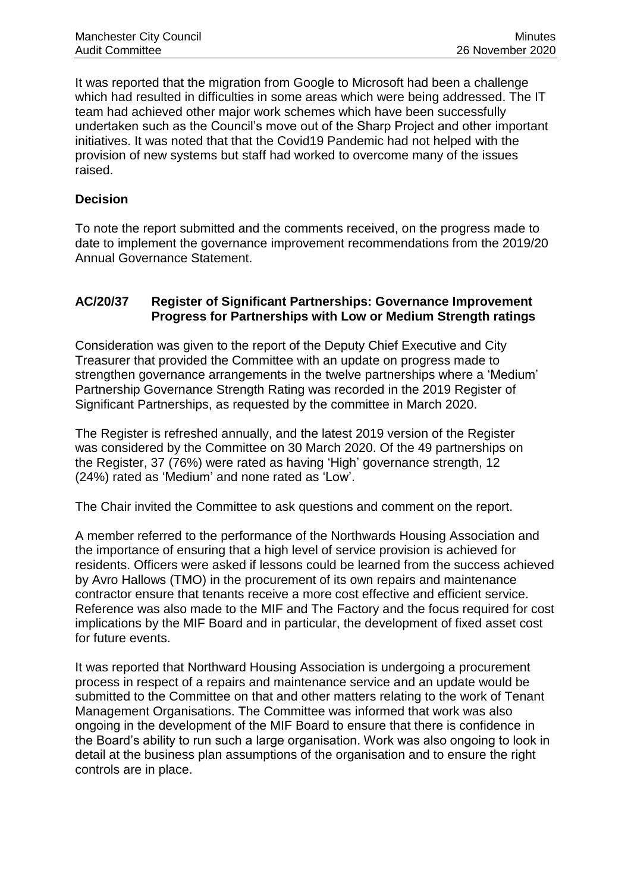It was reported that the migration from Google to Microsoft had been a challenge which had resulted in difficulties in some areas which were being addressed. The IT team had achieved other major work schemes which have been successfully undertaken such as the Council's move out of the Sharp Project and other important initiatives. It was noted that that the Covid19 Pandemic had not helped with the provision of new systems but staff had worked to overcome many of the issues raised.

**Decision**

To note the report submitted and the comments received, on the progress made to date to implement the governance improvement recommendations from the 2019/20 Annual Governance Statement.

**AC/20/37 Register of Significant Partnerships: Governance Improvement Progress for Partnerships with Low or Medium Strength ratings**

Consideration was given to the report of the Deputy Chief Executive and City Treasurer that provided the Committee with an update on progress made to strengthen governance arrangements in the twelve partnerships where a 'Medium' Partnership Governance Strength Rating was recorded in the 2019 Register of Significant Partnerships, as requested by the committee in March 2020.

The Register is refreshed annually, and the latest 2019 version of the Register was considered by the Committee on 30 March 2020. Of the 49 partnerships on the Register, 37 (76%) were rated as having 'High' governance strength, 12 (24%) rated as 'Medium' and none rated as 'Low'.

The Chair invited the Committee to ask questions and comment on the report.

A member referred to the performance of the Northwards Housing Association and the importance of ensuring that a high level of service provision is achieved for residents. Officers were asked if lessons could be learned from the success achieved by Avro Hallows (TMO) in the procurement of its own repairs and maintenance contractor ensure that tenants receive a more cost effective and efficient service. Reference was also made to the MIF and The Factory and the focus required for cost implications by the MIF Board and in particular, the development of fixed asset cost for future events.

It was reported that Northward Housing Association is undergoing a procurement process in respect of a repairs and maintenance service and an update would be submitted to the Committee on that and other matters relating to the work of Tenant Management Organisations. The Committee was informed that work was also ongoing in the development of the MIF Board to ensure that there is confidence in the Board's ability to run such a large organisation. Work was also ongoing to look in detail at the business plan assumptions of the organisation and to ensure the right controls are in place.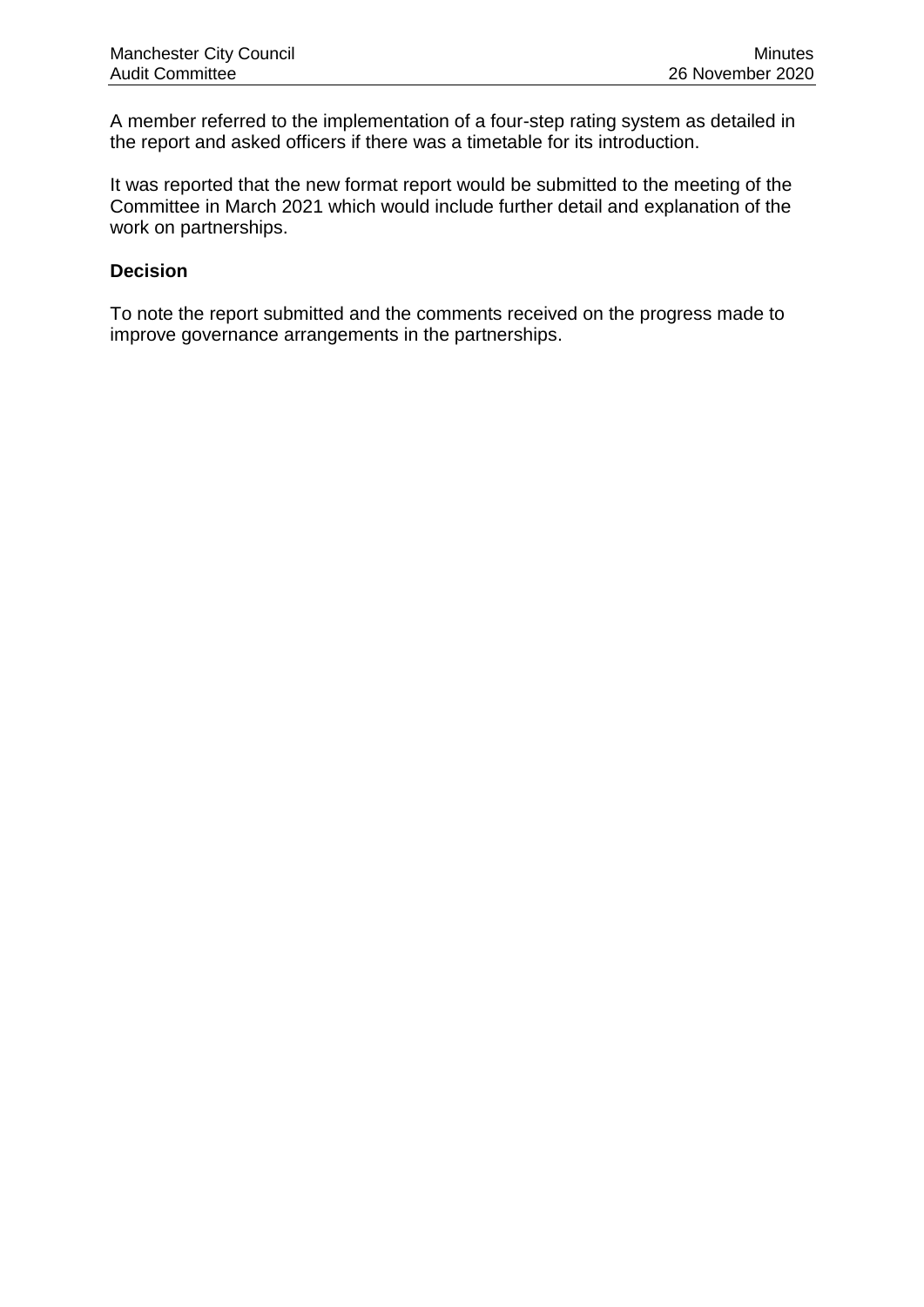A member referred to the implementation of a four-step rating system as detailed in the report and asked officers if there was a timetable for its introduction.

It was reported that the new format report would be submitted to the meeting of the Committee in March 2021 which would include further detail and explanation of the work on partnerships.

**Decision**

To note the report submitted and the comments received on the progress made to improve governance arrangements in the partnerships.